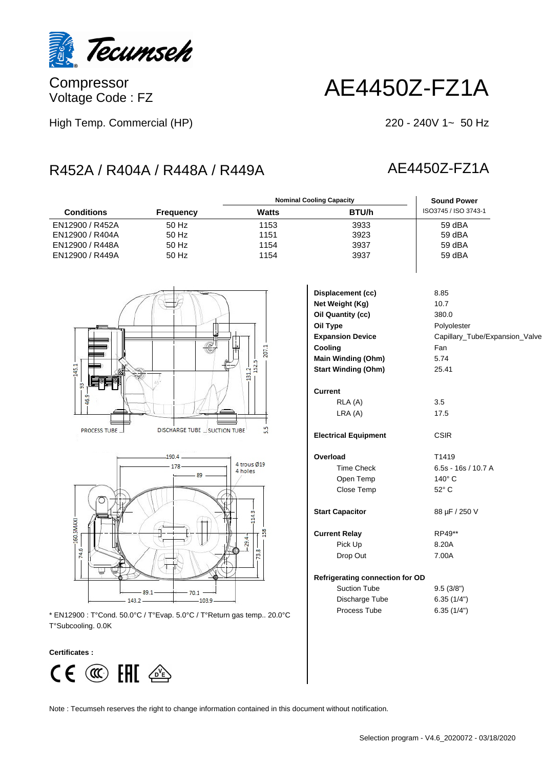Tecumseh

Compressor
Voltage Code : FZ

# AE4450Z-FZ1A

High Temp. Commercial (HP)

220 - 240V 1~ 50 Hz

## R452A / R404A / R448A / R449A

## AE4450Z-FZ1A

| Conditions | Frequency | Nominal Cooling Capacity | | Sound Power |
|---|---|---|---|---|
| | | Watts | BTU/h | ISO3745 / ISO 3743-1 |
| EN12900 / R452A | 50 Hz | 1153 | 3933 | 59 dBA |
| EN12900 / R404A | 50 Hz | 1151 | 3923 | 59 dBA |
| EN12900 / R448A | 50 Hz | 1154 | 3937 | 59 dBA |
| EN12900 / R449A | 50 Hz | 1154 | 3937 | 59 dBA |

PROCESS TUBE — DISCHARGE TUBE — SUCTION TUBE

4 trous Ø19
4 holes

| | |
|---|---|
| **Displacement (cc)** | 8.85 |
| **Net Weight (Kg)** | 10.7 |
| **Oil Quantity (cc)** | 380.0 |
| **Oil Type** | Polyolester |
| **Expansion Device** | Capillary_Tube/Expansion_Valve |
| **Cooling** | Fan |
| **Main Winding (Ohm)** | 5.74 |
| **Start Winding (Ohm)** | 25.41 |
| **Current** | |
| RLA (A) | 3.5 |
| LRA (A) | 17.5 |
| **Electrical Equipment** | CSIR |
| **Overload** | T1419 |
| Time Check | 6.5s - 16s / 10.7 A |
| Open Temp | 140° C |
| Close Temp | 52° C |
| **Start Capacitor** | 88 µF / 250 V |
| **Current Relay** | RP49** |
| Pick Up | 8.20A |
| Drop Out | 7.00A |
| **Refrigerating connection for OD** | |
| Suction Tube | 9.5 (3/8") |
| Discharge Tube | 6.35 (1/4") |
| Process Tube | 6.35 (1/4") |

* EN12900 : T°Cond. 50.0°C / T°Evap. 5.0°C / T°Return gas temp.. 20.0°C T°Subcooling. 0.0K

**Certificates :**

Note : Tecumseh reserves the right to change information contained in this document without notification.

Selection program - V4.6_2020072 - 03/18/2020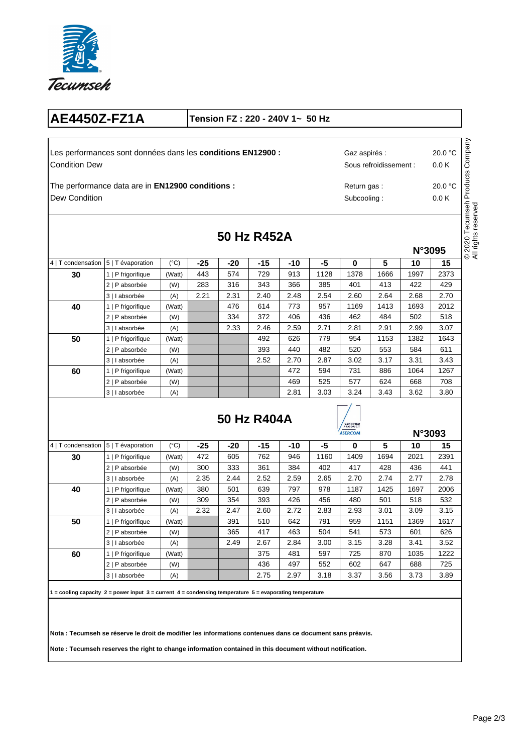# AE4450Z-FZ1A

**Tension FZ : 220 - 240V 1~ 50 Hz**

Les performances sont données dans les **conditions EN12900 :**
Condition Dew

Gaz aspirés : 20.0 °C
Sous refroidissement : 0.0 K

The performance data are in **EN12900 conditions :**
Dew Condition

Return gas : 20.0 °C
Subcooling : 0.0 K

© 2020 Tecumseh Products Company
All rights reserved

## 50 Hz R452A

**N°3095**

| 4 \| T condensation | 5 \| T évaporation | (°C) | -25 | -20 | -15 | -10 | -5 | 0 | 5 | 10 | 15 |
|---|---|---|---|---|---|---|---|---|---|---|---|
| **30** | 1 \| P frigorifique | (Watt) | 443 | 574 | 729 | 913 | 1128 | 1378 | 1666 | 1997 | 2373 |
| | 2 \| P absorbée | (W) | 283 | 316 | 343 | 366 | 385 | 401 | 413 | 422 | 429 |
| | 3 \| I absorbée | (A) | 2.21 | 2.31 | 2.40 | 2.48 | 2.54 | 2.60 | 2.64 | 2.68 | 2.70 |
| **40** | 1 \| P frigorifique | (Watt) | | 476 | 614 | 773 | 957 | 1169 | 1413 | 1693 | 2012 |
| | 2 \| P absorbée | (W) | | 334 | 372 | 406 | 436 | 462 | 484 | 502 | 518 |
| | 3 \| I absorbée | (A) | | 2.33 | 2.46 | 2.59 | 2.71 | 2.81 | 2.91 | 2.99 | 3.07 |
| **50** | 1 \| P frigorifique | (Watt) | | | 492 | 626 | 779 | 954 | 1153 | 1382 | 1643 |
| | 2 \| P absorbée | (W) | | | 393 | 440 | 482 | 520 | 553 | 584 | 611 |
| | 3 \| I absorbée | (A) | | | 2.52 | 2.70 | 2.87 | 3.02 | 3.17 | 3.31 | 3.43 |
| **60** | 1 \| P frigorifique | (Watt) | | | | 472 | 594 | 731 | 886 | 1064 | 1267 |
| | 2 \| P absorbée | (W) | | | | 469 | 525 | 577 | 624 | 668 | 708 |
| | 3 \| I absorbée | (A) | | | | 2.81 | 3.03 | 3.24 | 3.43 | 3.62 | 3.80 |

## 50 Hz R404A

CERTIFIED PRODUCT ASERCOM

**N°3093**

| 4 \| T condensation | 5 \| T évaporation | (°C) | -25 | -20 | -15 | -10 | -5 | 0 | 5 | 10 | 15 |
|---|---|---|---|---|---|---|---|---|---|---|---|
| **30** | 1 \| P frigorifique | (Watt) | 472 | 605 | 762 | 946 | 1160 | 1409 | 1694 | 2021 | 2391 |
| | 2 \| P absorbée | (W) | 300 | 333 | 361 | 384 | 402 | 417 | 428 | 436 | 441 |
| | 3 \| I absorbée | (A) | 2.35 | 2.44 | 2.52 | 2.59 | 2.65 | 2.70 | 2.74 | 2.77 | 2.78 |
| **40** | 1 \| P frigorifique | (Watt) | 380 | 501 | 639 | 797 | 978 | 1187 | 1425 | 1697 | 2006 |
| | 2 \| P absorbée | (W) | 309 | 354 | 393 | 426 | 456 | 480 | 501 | 518 | 532 |
| | 3 \| I absorbée | (A) | 2.32 | 2.47 | 2.60 | 2.72 | 2.83 | 2.93 | 3.01 | 3.09 | 3.15 |
| **50** | 1 \| P frigorifique | (Watt) | | 391 | 510 | 642 | 791 | 959 | 1151 | 1369 | 1617 |
| | 2 \| P absorbée | (W) | | 365 | 417 | 463 | 504 | 541 | 573 | 601 | 626 |
| | 3 \| I absorbée | (A) | | 2.49 | 2.67 | 2.84 | 3.00 | 3.15 | 3.28 | 3.41 | 3.52 |
| **60** | 1 \| P frigorifique | (Watt) | | | 375 | 481 | 597 | 725 | 870 | 1035 | 1222 |
| | 2 \| P absorbée | (W) | | | 436 | 497 | 552 | 602 | 647 | 688 | 725 |
| | 3 \| I absorbée | (A) | | | 2.75 | 2.97 | 3.18 | 3.37 | 3.56 | 3.73 | 3.89 |

**1 = cooling capacity 2 = power input 3 = current 4 = condensing temperature 5 = evaporating temperature**

**Nota : Tecumseh se réserve le droit de modifier les informations contenues dans ce document sans préavis.**

**Note : Tecumseh reserves the right to change information contained in this document without notification.**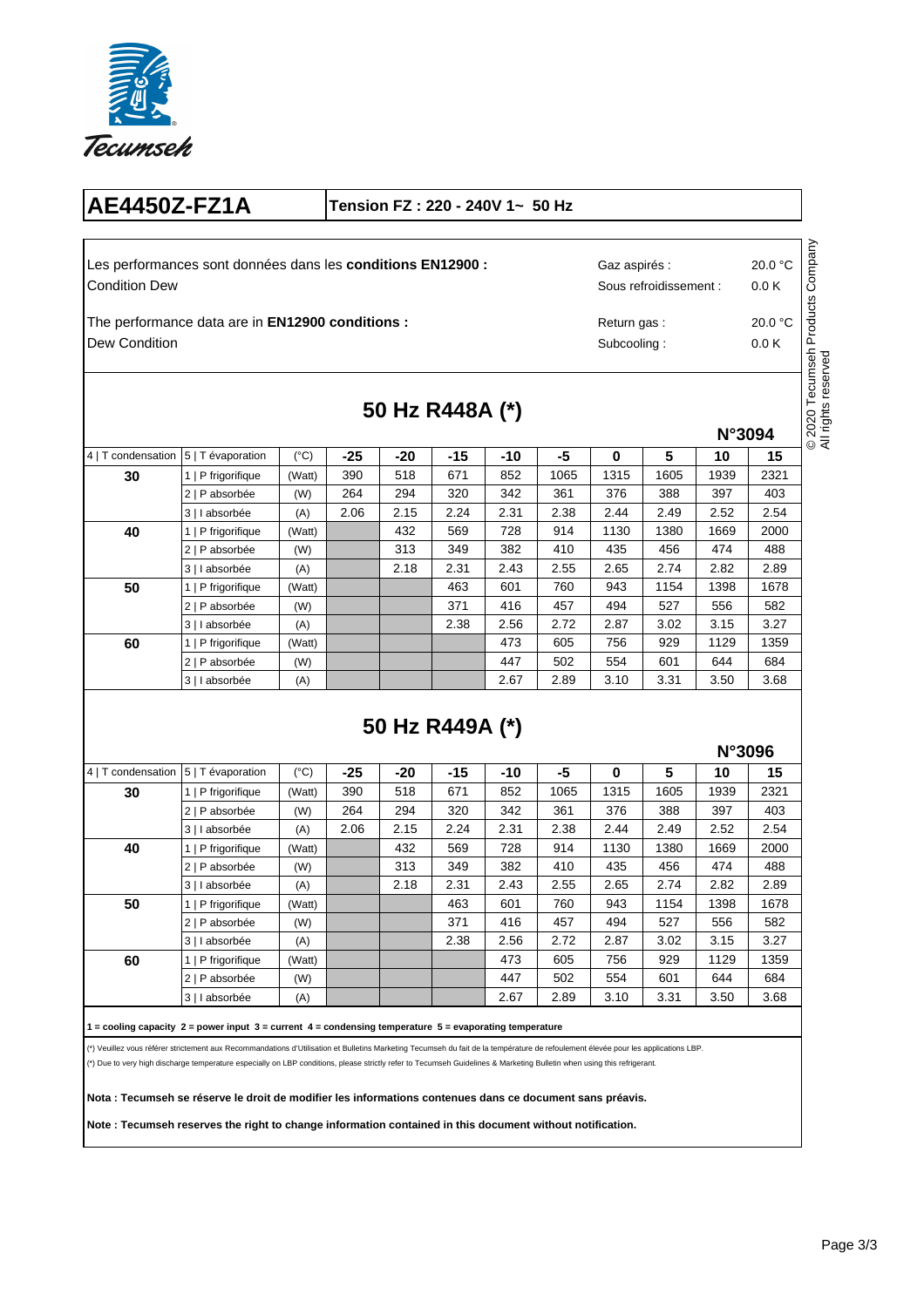# AE4450Z-FZ1A

**Tension FZ : 220 - 240V 1~ 50 Hz**

Les performances sont données dans les **conditions EN12900 :**
Condition Dew

Gaz aspirés : 20.0 °C
Sous refroidissement : 0.0 K

The performance data are in **EN12900 conditions :**
Dew Condition

Return gas : 20.0 °C
Subcooling : 0.0 K

© 2020 Tecumseh Products Company
All rights reserved

## 50 Hz R448A (*)

**N°3094**

| 4 \| T condensation | 5 \| T évaporation | (°C) | -25 | -20 | -15 | -10 | -5 | 0 | 5 | 10 | 15 |
|---|---|---|---|---|---|---|---|---|---|---|---|
| 30 | 1 \| P frigorifique | (Watt) | 390 | 518 | 671 | 852 | 1065 | 1315 | 1605 | 1939 | 2321 |
| | 2 \| P absorbée | (W) | 264 | 294 | 320 | 342 | 361 | 376 | 388 | 397 | 403 |
| | 3 \| I absorbée | (A) | 2.06 | 2.15 | 2.24 | 2.31 | 2.38 | 2.44 | 2.49 | 2.52 | 2.54 |
| 40 | 1 \| P frigorifique | (Watt) | | 432 | 569 | 728 | 914 | 1130 | 1380 | 1669 | 2000 |
| | 2 \| P absorbée | (W) | | 313 | 349 | 382 | 410 | 435 | 456 | 474 | 488 |
| | 3 \| I absorbée | (A) | | 2.18 | 2.31 | 2.43 | 2.55 | 2.65 | 2.74 | 2.82 | 2.89 |
| 50 | 1 \| P frigorifique | (Watt) | | | 463 | 601 | 760 | 943 | 1154 | 1398 | 1678 |
| | 2 \| P absorbée | (W) | | | 371 | 416 | 457 | 494 | 527 | 556 | 582 |
| | 3 \| I absorbée | (A) | | | 2.38 | 2.56 | 2.72 | 2.87 | 3.02 | 3.15 | 3.27 |
| 60 | 1 \| P frigorifique | (Watt) | | | | 473 | 605 | 756 | 929 | 1129 | 1359 |
| | 2 \| P absorbée | (W) | | | | 447 | 502 | 554 | 601 | 644 | 684 |
| | 3 \| I absorbée | (A) | | | | 2.67 | 2.89 | 3.10 | 3.31 | 3.50 | 3.68 |

## 50 Hz R449A (*)

**N°3096**

| 4 \| T condensation | 5 \| T évaporation | (°C) | -25 | -20 | -15 | -10 | -5 | 0 | 5 | 10 | 15 |
|---|---|---|---|---|---|---|---|---|---|---|---|
| 30 | 1 \| P frigorifique | (Watt) | 390 | 518 | 671 | 852 | 1065 | 1315 | 1605 | 1939 | 2321 |
| | 2 \| P absorbée | (W) | 264 | 294 | 320 | 342 | 361 | 376 | 388 | 397 | 403 |
| | 3 \| I absorbée | (A) | 2.06 | 2.15 | 2.24 | 2.31 | 2.38 | 2.44 | 2.49 | 2.52 | 2.54 |
| 40 | 1 \| P frigorifique | (Watt) | | 432 | 569 | 728 | 914 | 1130 | 1380 | 1669 | 2000 |
| | 2 \| P absorbée | (W) | | 313 | 349 | 382 | 410 | 435 | 456 | 474 | 488 |
| | 3 \| I absorbée | (A) | | 2.18 | 2.31 | 2.43 | 2.55 | 2.65 | 2.74 | 2.82 | 2.89 |
| 50 | 1 \| P frigorifique | (Watt) | | | 463 | 601 | 760 | 943 | 1154 | 1398 | 1678 |
| | 2 \| P absorbée | (W) | | | 371 | 416 | 457 | 494 | 527 | 556 | 582 |
| | 3 \| I absorbée | (A) | | | 2.38 | 2.56 | 2.72 | 2.87 | 3.02 | 3.15 | 3.27 |
| 60 | 1 \| P frigorifique | (Watt) | | | | 473 | 605 | 756 | 929 | 1129 | 1359 |
| | 2 \| P absorbée | (W) | | | | 447 | 502 | 554 | 601 | 644 | 684 |
| | 3 \| I absorbée | (A) | | | | 2.67 | 2.89 | 3.10 | 3.31 | 3.50 | 3.68 |

**1 = cooling capacity 2 = power input 3 = current 4 = condensing temperature 5 = evaporating temperature**

(*) Veuillez vous référer strictement aux Recommandations d'Utilisation et Bulletins Marketing Tecumseh du fait de la température de refoulement élevée pour les applications LBP.

(*) Due to very high discharge temperature especially on LBP conditions, please strictly refer to Tecumseh Guidelines & Marketing Bulletin when using this refrigerant.

**Nota : Tecumseh se réserve le droit de modifier les informations contenues dans ce document sans préavis.**

**Note : Tecumseh reserves the right to change information contained in this document without notification.**